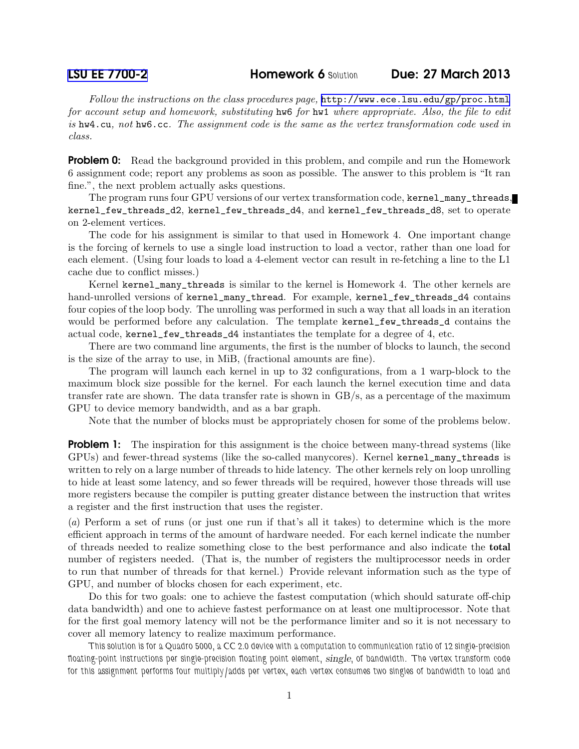[LSU EE 7700-2](http://www.ece.lsu.edu/gp/) **Homework 6** Solution **Due: 27 March 2013**

*Follow the instructions on the class procedures page,* http://www.ece.lsu.edu/gp/proc.html *for account setup and homework, substituting* hw6 *for* hw1 *where appropriate. Also, the file to edit is* hw4.cu*, not* hw6.cc*. The assignment code is the same as the vertex transformation code used in class.*

**Problem 0:** Read the background provided in this problem, and compile and run the Homework 6 assignment code; report any problems as soon as possible. The answer to this problem is "It ran fine.", the next problem actually asks questions.

The program runs four GPU versions of our vertex transformation code, kernel_many_threads, kernel_few_threads_d2, kernel_few_threads_d4, and kernel_few_threads_d8, set to operate on 2-element vertices.

The code for his assignment is similar to that used in Homework 4. One important change is the forcing of kernels to use a single load instruction to load a vector, rather than one load for each element. (Using four loads to load a 4-element vector can result in re-fetching a line to the L1 cache due to conflict misses.)

Kernel kernel_many_threads is similar to the kernel is Homework 4. The other kernels are hand-unrolled versions of kernel_many_thread. For example, kernel_few_threads_d4 contains four copies of the loop body. The unrolling was performed in such a way that all loads in an iteration would be performed before any calculation. The template kernel_few_threads_d contains the actual code, kernel_few_threads_d4 instantiates the template for a degree of 4, etc.

There are two command line arguments, the first is the number of blocks to launch, the second is the size of the array to use, in MiB, (fractional amounts are fine).

The program will launch each kernel in up to 32 configurations, from a 1 warp-block to the maximum block size possible for the kernel. For each launch the kernel execution time and data transfer rate are shown. The data transfer rate is shown in GB/s, as a percentage of the maximum GPU to device memory bandwidth, and as a bar graph.

Note that the number of blocks must be appropriately chosen for some of the problems below.

**Problem 1:** The inspiration for this assignment is the choice between many-thread systems (like GPUs) and fewer-thread systems (like the so-called manycores). Kernel kernel_many_threads is written to rely on a large number of threads to hide latency. The other kernels rely on loop unrolling to hide at least some latency, and so fewer threads will be required, however those threads will use more registers because the compiler is putting greater distance between the instruction that writes a register and the first instruction that uses the register.

(*a*) Perform a set of runs (or just one run if that's all it takes) to determine which is the more efficient approach in terms of the amount of hardware needed. For each kernel indicate the number of threads needed to realize something close to the best performance and also indicate the **total** number of registers needed. (That is, the number of registers the multiprocessor needs in order to run that number of threads for that kernel.) Provide relevant information such as the type of GPU, and number of blocks chosen for each experiment, etc.

Do this for two goals: one to achieve the fastest computation (which should saturate off-chip data bandwidth) and one to achieve fastest performance on at least one multiprocessor. Note that for the first goal memory latency will not be the performance limiter and so it is not necessary to cover all memory latency to realize maximum performance.

This solution is for a Quadro 5000, a CC 2.0 device with a computation to communication ratio of 12 single-precision floating-point instructions per single-precision floating point element, *single*, of bandwidth. The vertex transform code for this assignment performs four multiply/adds per vertex, each vertex consumes two singles of bandwidth to load and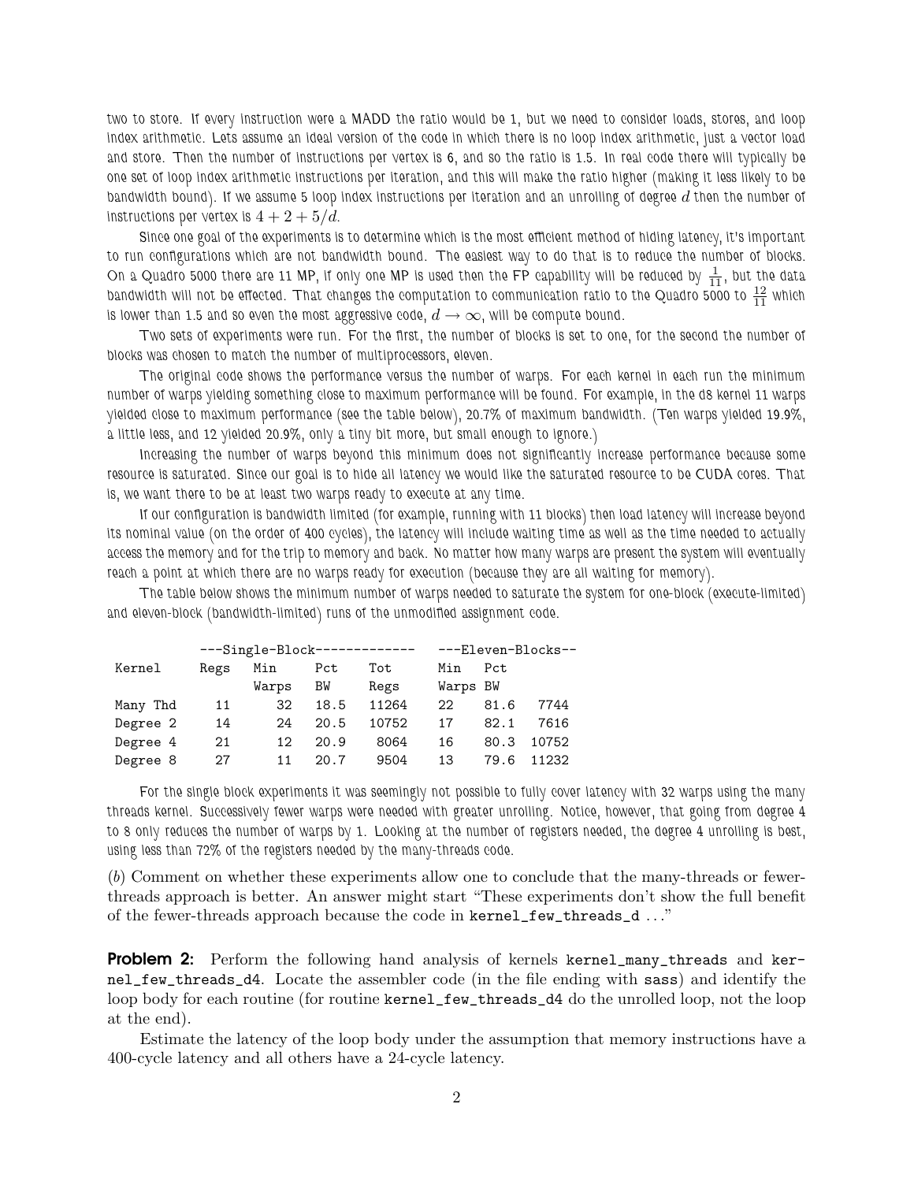two to store. If every instruction were a MADD the ratio would be 1, but we need to consider loads, stores, and loop index arithmetic. Lets assume an ideal version of the code in which there is no loop index arithmetic, just a vector load and store. Then the number of instructions per vertex is 6, and so the ratio is 1.5. In real code there will typically be one set of loop index arithmetic instructions per iteration, and this will make the ratio higher (making it less likely to be bandwidth bound). If we assume 5 loop index instructions per iteration and an unrolling of degree $d$ then the number of instructions per vertex is $4 + 2 + 5/d$.

Since one goal of the experiments is to determine which is the most efficient method of hiding latency, it's important to run configurations which are not bandwidth bound. The easiest way to do that is to reduce the number of blocks. On a Quadro 5000 there are 11 MP, if only one MP is used then the FP capability will be reduced by $\frac{1}{11}$, but the data bandwidth will not be effected. That changes the computation to communication ratio to the Quadro 5000 to $\frac{12}{11}$ which is lower than 1.5 and so even the most aggressive code, $d \to \infty$, will be compute bound.

Two sets of experiments were run. For the first, the number of blocks is set to one, for the second the number of blocks was chosen to match the number of multiprocessors, eleven.

The original code shows the performance versus the number of warps. For each kernel in each run the minimum number of warps yielding something close to maximum performance will be found. For example, in the d8 kernel 11 warps yielded close to maximum performance (see the table below), 20.7% of maximum bandwidth. (Ten warps yielded 19.9%, a little less, and 12 yielded 20.9%, only a tiny bit more, but small enough to ignore.)

Increasing the number of warps beyond this minimum does not significantly increase performance because some resource is saturated. Since our goal is to hide all latency we would like the saturated resource to be CUDA cores. That is, we want there to be at least two warps ready to execute at any time.

If our configuration is bandwidth limited (for example, running with 11 blocks) then load latency will increase beyond its nominal value (on the order of 400 cycles), the latency will include waiting time as well as the time needed to actually access the memory and for the trip to memory and back. No matter how many warps are present the system will eventually reach a point at which there are no warps ready for execution (because they are all waiting for memory).

The table below shows the minimum number of warps needed to saturate the system for one-block (execute-limited) and eleven-block (bandwidth-limited) runs of the unmodified assignment code.

| | ---Single-Block- | ------------ | | | ---Eleven-Blocks-- | | |
|---|---|---|---|---|---|---|---|
| Kernel | Regs | Min Warps | Pct BW | Tot Regs | Min Warps | Pct BW | |
| Many Thd | 11 | 32 | 18.5 | 11264 | 22 | 81.6 | 7744 |
| Degree 2 | 14 | 24 | 20.5 | 10752 | 17 | 82.1 | 7616 |
| Degree 4 | 21 | 12 | 20.9 | 8064 | 16 | 80.3 | 10752 |
| Degree 8 | 27 | 11 | 20.7 | 9504 | 13 | 79.6 | 11232 |

For the single block experiments it was seemingly not possible to fully cover latency with 32 warps using the many threads kernel. Successively fewer warps were needed with greater unrolling. Notice, however, that going from degree 4 to 8 only reduces the number of warps by 1. Looking at the number of registers needed, the degree 4 unrolling is best, using less than 72% of the registers needed by the many-threads code.

(*b*) Comment on whether these experiments allow one to conclude that the many-threads or fewer-threads approach is better. An answer might start "These experiments don't show the full benefit of the fewer-threads approach because the code in `kernel_few_threads_d` ..."

**Problem 2:** Perform the following hand analysis of kernels `kernel_many_threads` and `kernel_few_threads_d4`. Locate the assembler code (in the file ending with `sass`) and identify the loop body for each routine (for routine `kernel_few_threads_d4` do the unrolled loop, not the loop at the end).

Estimate the latency of the loop body under the assumption that memory instructions have a 400-cycle latency and all others have a 24-cycle latency.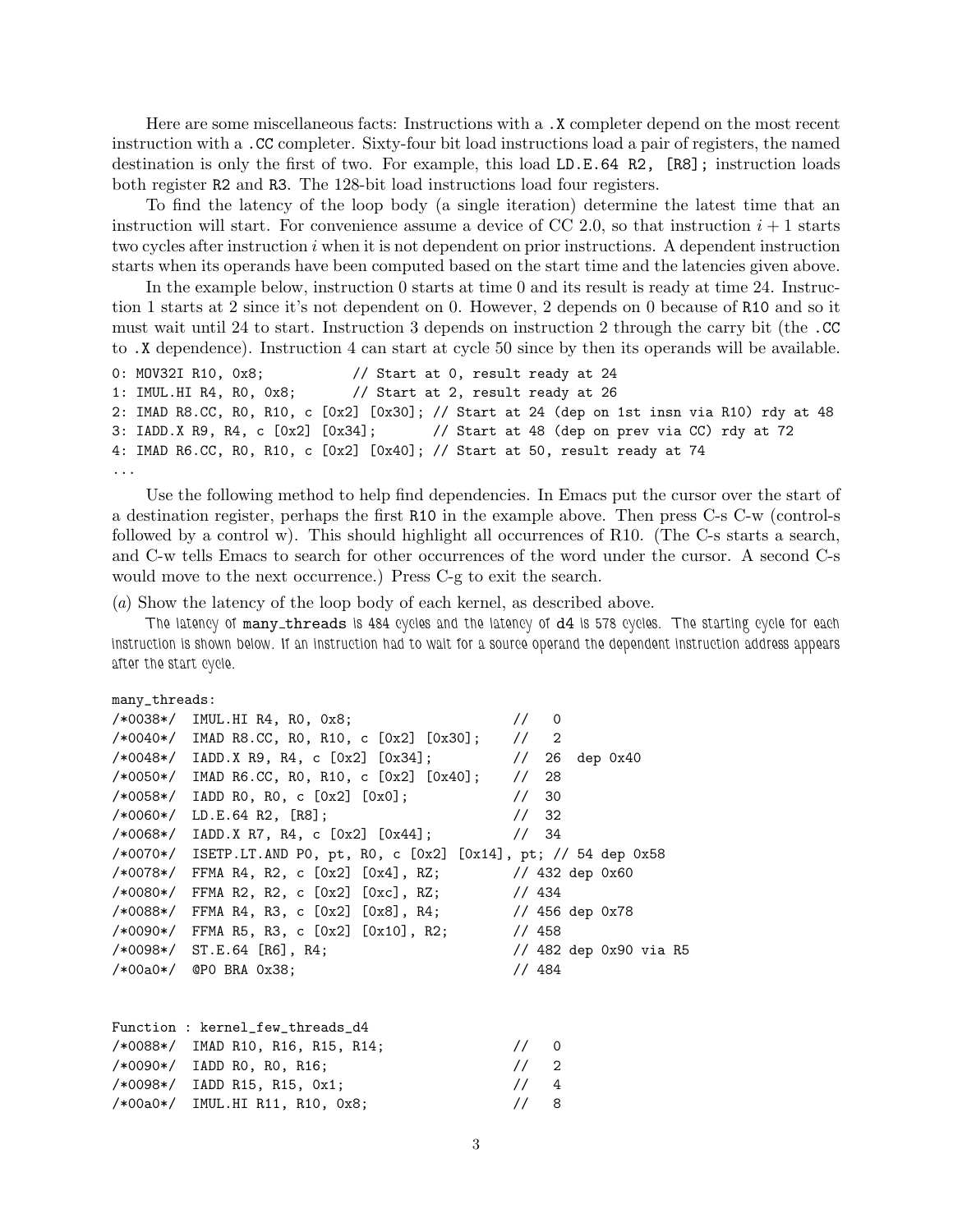Here are some miscellaneous facts: Instructions with a `.X` completer depend on the most recent instruction with a `.CC` completer. Sixty-four bit load instructions load a pair of registers, the named destination is only the first of two. For example, this load `LD.E.64 R2, [R8];` instruction loads both register `R2` and `R3`. The 128-bit load instructions load four registers.

To find the latency of the loop body (a single iteration) determine the latest time that an instruction will start. For convenience assume a device of CC 2.0, so that instruction $i + 1$ starts two cycles after instruction $i$ when it is not dependent on prior instructions. A dependent instruction starts when its operands have been computed based on the start time and the latencies given above.

In the example below, instruction 0 starts at time 0 and its result is ready at time 24. Instruction 1 starts at 2 since it's not dependent on 0. However, 2 depends on 0 because of `R10` and so it must wait until 24 to start. Instruction 3 depends on instruction 2 through the carry bit (the `.CC` to `.X` dependence). Instruction 4 can start at cycle 50 since by then its operands will be available.

```
0: MOV32I R10, 0x8;           // Start at 0, result ready at 24
1: IMUL.HI R4, R0, 0x8;       // Start at 2, result ready at 26
2: IMAD R8.CC, R0, R10, c [0x2] [0x30]; // Start at 24 (dep on 1st insn via R10) rdy at 48
3: IADD.X R9, R4, c [0x2] [0x34];       // Start at 48 (dep on prev via CC) rdy at 72
4: IMAD R6.CC, R0, R10, c [0x2] [0x40]; // Start at 50, result ready at 74
...
```

Use the following method to help find dependencies. In Emacs put the cursor over the start of a destination register, perhaps the first `R10` in the example above. Then press C-s C-w (control-s followed by a control w). This should highlight all occurrences of R10. (The C-s starts a search, and C-w tells Emacs to search for other occurrences of the word under the cursor. A second C-s would move to the next occurrence.) Press C-g to exit the search.

(*a*) Show the latency of the loop body of each kernel, as described above.

The latency of `many_threads` is 484 cycles and the latency of `d4` is 578 cycles. The starting cycle for each instruction is shown below. If an instruction had to wait for a source operand the dependent instruction address appears after the start cycle.

```
many_threads:
/*0038*/  IMUL.HI R4, R0, 0x8;                   //   0
/*0040*/  IMAD R8.CC, R0, R10, c [0x2] [0x30];   //   2
/*0048*/  IADD.X R9, R4, c [0x2] [0x34];         //  26  dep 0x40
/*0050*/  IMAD R6.CC, R0, R10, c [0x2] [0x40];   //  28
/*0058*/  IADD R0, R0, c [0x2] [0x0];            //  30
/*0060*/  LD.E.64 R2, [R8];                      //  32
/*0068*/  IADD.X R7, R4, c [0x2] [0x44];         //  34
/*0070*/  ISETP.LT.AND P0, pt, R0, c [0x2] [0x14], pt; // 54 dep 0x58
/*0078*/  FFMA R4, R2, c [0x2] [0x4], RZ;        // 432 dep 0x60
/*0080*/  FFMA R2, R2, c [0x2] [0xc], RZ;        // 434
/*0088*/  FFMA R4, R3, c [0x2] [0x8], R4;        // 456 dep 0x78
/*0090*/  FFMA R5, R3, c [0x2] [0x10], R2;       // 458
/*0098*/  ST.E.64 [R6], R4;                      // 482 dep 0x90 via R5
/*00a0*/  @P0 BRA 0x38;                          // 484


Function : kernel_few_threads_d4
/*0088*/  IMAD R10, R16, R15, R14;               //   0
/*0090*/  IADD R0, R0, R16;                      //   2
/*0098*/  IADD R15, R15, 0x1;                    //   4
/*00a0*/  IMUL.HI R11, R10, 0x8;                 //   8
```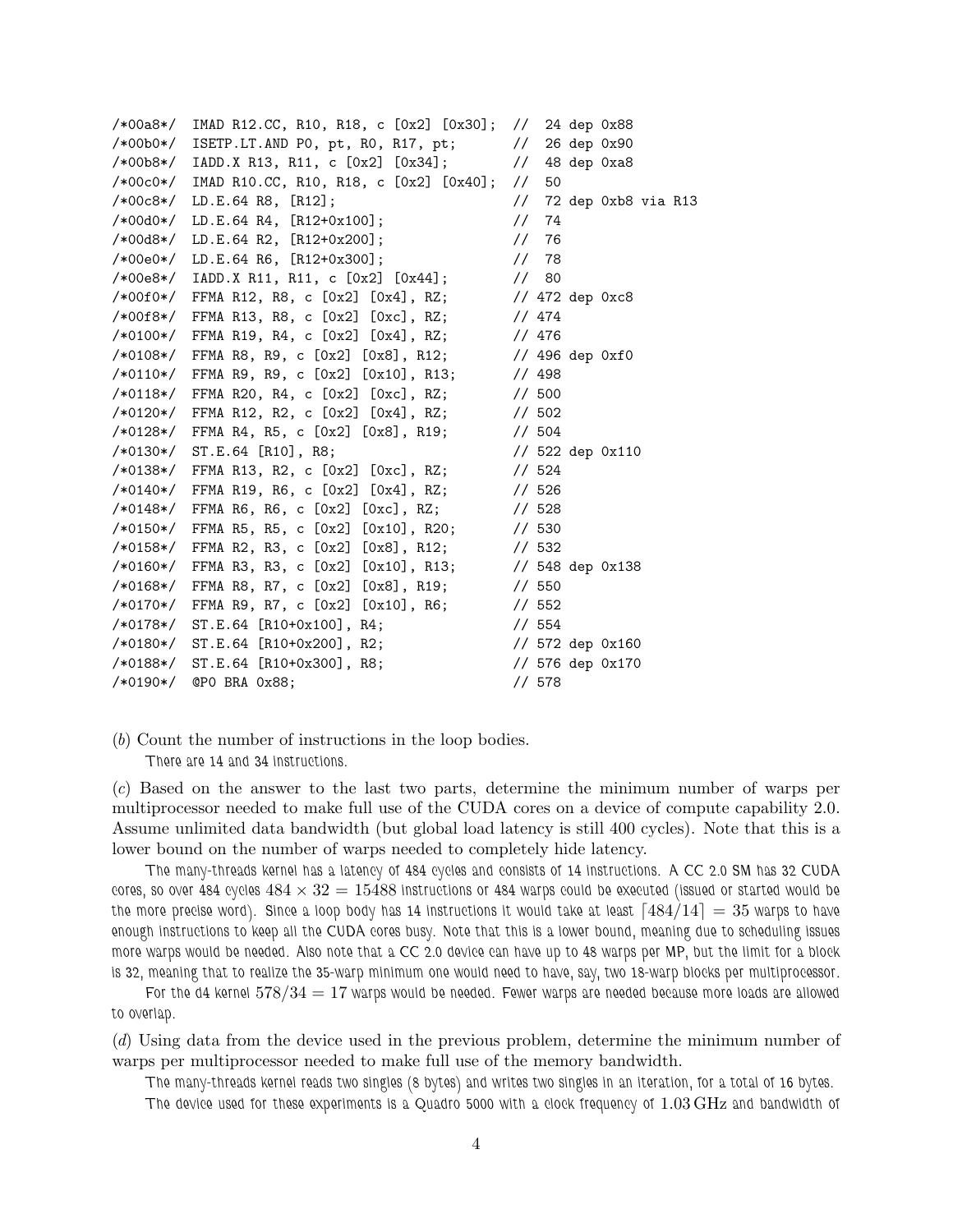```
/*00a8*/  IMAD R12.CC, R10, R18, c [0x2] [0x30];  //  24 dep 0x88
/*00b0*/  ISETP.LT.AND P0, pt, R0, R17, pt;       //  26 dep 0x90
/*00b8*/  IADD.X R13, R11, c [0x2] [0x34];        //  48 dep 0xa8
/*00c0*/  IMAD R10.CC, R10, R18, c [0x2] [0x40];  //  50
/*00c8*/  LD.E.64 R8, [R12];                      //  72 dep 0xb8 via R13
/*00d0*/  LD.E.64 R4, [R12+0x100];                //  74
/*00d8*/  LD.E.64 R2, [R12+0x200];                //  76
/*00e0*/  LD.E.64 R6, [R12+0x300];                //  78
/*00e8*/  IADD.X R11, R11, c [0x2] [0x44];        //  80
/*00f0*/  FFMA R12, R8, c [0x2] [0x4], RZ;        // 472 dep 0xc8
/*00f8*/  FFMA R13, R8, c [0x2] [0xc], RZ;        // 474
/*0100*/  FFMA R19, R4, c [0x2] [0x4], RZ;        // 476
/*0108*/  FFMA R8, R9, c [0x2] [0x8], R12;        // 496 dep 0xf0
/*0110*/  FFMA R9, R9, c [0x2] [0x10], R13;       // 498
/*0118*/  FFMA R20, R4, c [0x2] [0xc], RZ;        // 500
/*0120*/  FFMA R12, R2, c [0x2] [0x4], RZ;        // 502
/*0128*/  FFMA R4, R5, c [0x2] [0x8], R19;        // 504
/*0130*/  ST.E.64 [R10], R8;                      // 522 dep 0x110
/*0138*/  FFMA R13, R2, c [0x2] [0xc], RZ;        // 524
/*0140*/  FFMA R19, R6, c [0x2] [0x4], RZ;        // 526
/*0148*/  FFMA R6, R6, c [0x2] [0xc], RZ;         // 528
/*0150*/  FFMA R5, R5, c [0x2] [0x10], R20;       // 530
/*0158*/  FFMA R2, R3, c [0x2] [0x8], R12;        // 532
/*0160*/  FFMA R3, R3, c [0x2] [0x10], R13;       // 548 dep 0x138
/*0168*/  FFMA R8, R7, c [0x2] [0x8], R19;        // 550
/*0170*/  FFMA R9, R7, c [0x2] [0x10], R6;        // 552
/*0178*/  ST.E.64 [R10+0x100], R4;                // 554
/*0180*/  ST.E.64 [R10+0x200], R2;                // 572 dep 0x160
/*0188*/  ST.E.64 [R10+0x300], R8;                // 576 dep 0x170
/*0190*/  @P0 BRA 0x88;                           // 578
```

(*b*) Count the number of instructions in the loop bodies.

There are 14 and 34 instructions.

(*c*) Based on the answer to the last two parts, determine the minimum number of warps per multiprocessor needed to make full use of the CUDA cores on a device of compute capability 2.0. Assume unlimited data bandwidth (but global load latency is still 400 cycles). Note that this is a lower bound on the number of warps needed to completely hide latency.

The many-threads kernel has a latency of 484 cycles and consists of 14 instructions. A CC 2.0 SM has 32 CUDA cores, so over 484 cycles $484 \times 32 = 15488$ instructions or 484 warps could be executed (issued or started would be the more precise word). Since a loop body has 14 instructions it would take at least $\lceil 484/14 \rceil = 35$ warps to have enough instructions to keep all the CUDA cores busy. Note that this is a lower bound, meaning due to scheduling issues more warps would be needed. Also note that a CC 2.0 device can have up to 48 warps per MP, but the limit for a block is 32, meaning that to realize the 35-warp minimum one would need to have, say, two 18-warp blocks per multiprocessor.

For the d4 kernel $578/34 = 17$ warps would be needed. Fewer warps are needed because more loads are allowed to overlap.

(*d*) Using data from the device used in the previous problem, determine the minimum number of warps per multiprocessor needed to make full use of the memory bandwidth.

The many-threads kernel reads two singles (8 bytes) and writes two singles in an iteration, for a total of 16 bytes.

The device used for these experiments is a Quadro 5000 with a clock frequency of $1.03\,\mathrm{GHz}$ and bandwidth of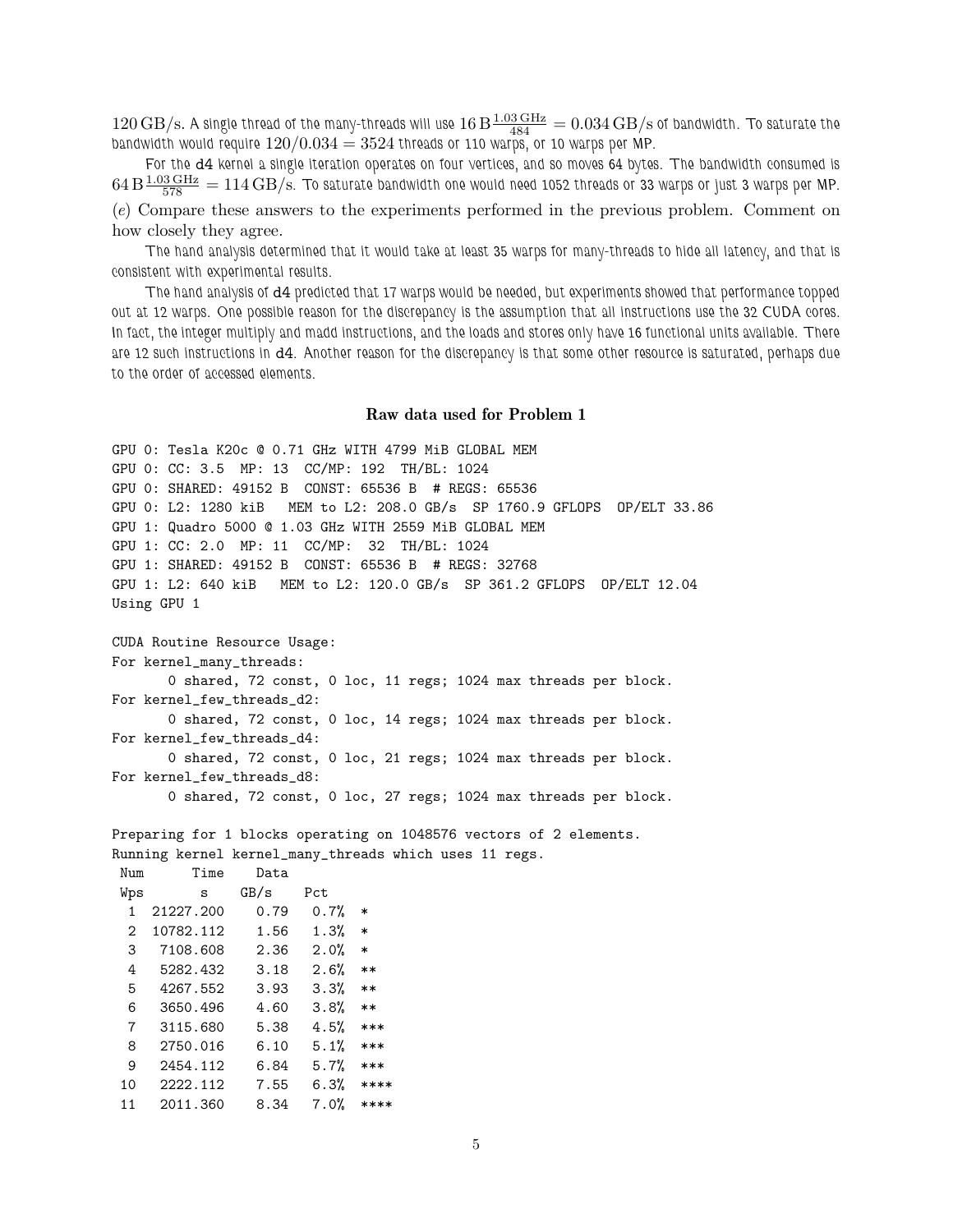$120\,\mathrm{GB/s}$. A single thread of the many-threads will use $16\,\mathrm{B}\frac{1.03\,\mathrm{GHz}}{484} = 0.034\,\mathrm{GB/s}$ of bandwidth. To saturate the bandwidth would require $120/0.034 = 3524$ threads or 110 warps, or 10 warps per MP.

For the d4 kernel a single iteration operates on four vertices, and so moves 64 bytes. The bandwidth consumed is $64\,\mathrm{B}\frac{1.03\,\mathrm{GHz}}{578} = 114\,\mathrm{GB/s}$. To saturate bandwidth one would need 1052 threads or 33 warps or just 3 warps per MP.

(*e*) Compare these answers to the experiments performed in the previous problem. Comment on how closely they agree.

The hand analysis determined that it would take at least 35 warps for many-threads to hide all latency, and that is consistent with experimental results.

The hand analysis of d4 predicted that 17 warps would be needed, but experiments showed that performance topped out at 12 warps. One possible reason for the discrepancy is the assumption that all instructions use the 32 CUDA cores. In fact, the integer multiply and madd instructions, and the loads and stores only have 16 functional units available. There are 12 such instructions in d4. Another reason for the discrepancy is that some other resource is saturated, perhaps due to the order of accessed elements.

### Raw data used for Problem 1

```
GPU 0: Tesla K20c @ 0.71 GHz WITH 4799 MiB GLOBAL MEM
GPU 0: CC: 3.5  MP: 13  CC/MP: 192  TH/BL: 1024
GPU 0: SHARED: 49152 B  CONST: 65536 B  # REGS: 65536
GPU 0: L2: 1280 kiB   MEM to L2: 208.0 GB/s  SP 1760.9 GFLOPS  OP/ELT 33.86
GPU 1: Quadro 5000 @ 1.03 GHz WITH 2559 MiB GLOBAL MEM
GPU 1: CC: 2.0  MP: 11  CC/MP:  32  TH/BL: 1024
GPU 1: SHARED: 49152 B  CONST: 65536 B  # REGS: 32768
GPU 1: L2: 640 kiB   MEM to L2: 120.0 GB/s  SP 361.2 GFLOPS  OP/ELT 12.04
Using GPU 1

CUDA Routine Resource Usage:
For kernel_many_threads:
      0 shared, 72 const, 0 loc, 11 regs; 1024 max threads per block.
For kernel_few_threads_d2:
      0 shared, 72 const, 0 loc, 14 regs; 1024 max threads per block.
For kernel_few_threads_d4:
      0 shared, 72 const, 0 loc, 21 regs; 1024 max threads per block.
For kernel_few_threads_d8:
      0 shared, 72 const, 0 loc, 27 regs; 1024 max threads per block.

Preparing for 1 blocks operating on 1048576 vectors of 2 elements.
Running kernel kernel_many_threads which uses 11 regs.
 Num      Time    Data
 Wps        s     GB/s    Pct
  1  21227.200    0.79   0.7%  *
  2  10782.112    1.56   1.3%  *
  3   7108.608    2.36   2.0%  *
  4   5282.432    3.18   2.6%  **
  5   4267.552    3.93   3.3%  **
  6   3650.496    4.60   3.8%  **
  7   3115.680    5.38   4.5%  ***
  8   2750.016    6.10   5.1%  ***
  9   2454.112    6.84   5.7%  ***
 10   2222.112    7.55   6.3%  ****
 11   2011.360    8.34   7.0%  ****
```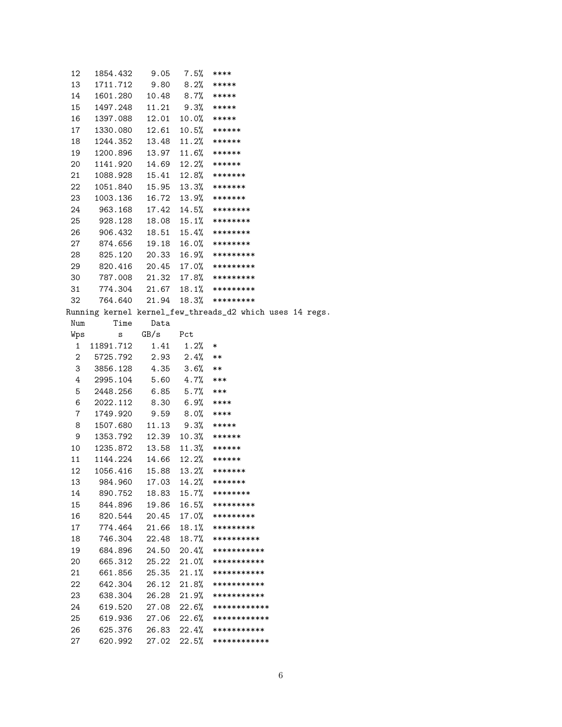```
 12   1854.432    9.05   7.5%  ****
 13   1711.712    9.80   8.2%  *****
 14   1601.280   10.48   8.7%  *****
 15   1497.248   11.21   9.3%  *****
 16   1397.088   12.01  10.0%  *****
 17   1330.080   12.61  10.5%  ******
 18   1244.352   13.48  11.2%  ******
 19   1200.896   13.97  11.6%  ******
 20   1141.920   14.69  12.2%  ******
 21   1088.928   15.41  12.8%  *******
 22   1051.840   15.95  13.3%  *******
 23   1003.136   16.72  13.9%  *******
 24    963.168   17.42  14.5%  ********
 25    928.128   18.08  15.1%  ********
 26    906.432   18.51  15.4%  ********
 27    874.656   19.18  16.0%  ********
 28    825.120   20.33  16.9%  *********
 29    820.416   20.45  17.0%  *********
 30    787.008   21.32  17.8%  *********
 31    774.304   21.67  18.1%  *********
 32    764.640   21.94  18.3%  *********
Running kernel kernel_few_threads_d2 which uses 14 regs.
 Num      Time    Data
 Wps        s     GB/s    Pct
  1  11891.712    1.41   1.2%  *
  2   5725.792    2.93   2.4%  **
  3   3856.128    4.35   3.6%  **
  4   2995.104    5.60   4.7%  ***
  5   2448.256    6.85   5.7%  ***
  6   2022.112    8.30   6.9%  ****
  7   1749.920    9.59   8.0%  ****
  8   1507.680   11.13   9.3%  *****
  9   1353.792   12.39  10.3%  ******
 10   1235.872   13.58  11.3%  ******
 11   1144.224   14.66  12.2%  ******
 12   1056.416   15.88  13.2%  *******
 13    984.960   17.03  14.2%  *******
 14    890.752   18.83  15.7%  ********
 15    844.896   19.86  16.5%  *********
 16    820.544   20.45  17.0%  *********
 17    774.464   21.66  18.1%  *********
 18    746.304   22.48  18.7%  **********
 19    684.896   24.50  20.4%  ***********
 20    665.312   25.22  21.0%  ***********
 21    661.856   25.35  21.1%  ***********
 22    642.304   26.12  21.8%  ***********
 23    638.304   26.28  21.9%  ***********
 24    619.520   27.08  22.6%  ************
 25    619.936   27.06  22.6%  ************
 26    625.376   26.83  22.4%  ***********
 27    620.992   27.02  22.5%  ************
```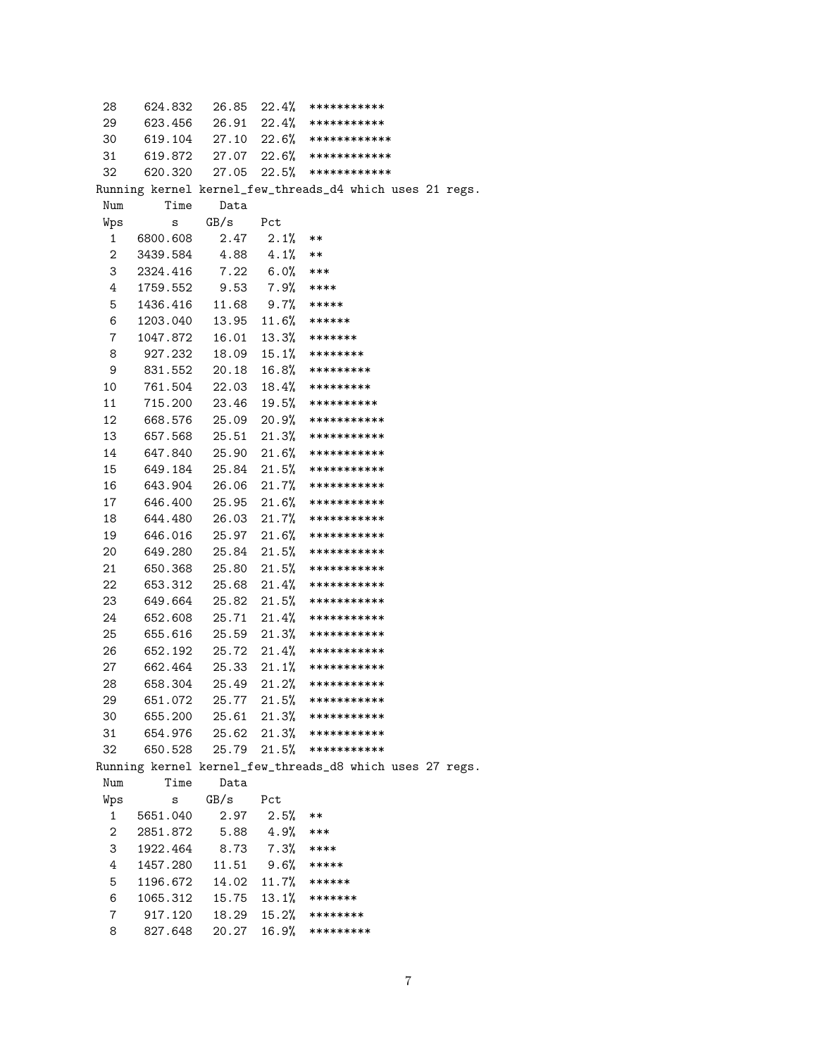```
 28    624.832   26.85  22.4%  ***********
 29    623.456   26.91  22.4%  ***********
 30    619.104   27.10  22.6%  ************
 31    619.872   27.07  22.6%  ************
 32    620.320   27.05  22.5%  ************
Running kernel kernel_few_threads_d4 which uses 21 regs.
 Num      Time    Data
 Wps         s    GB/s    Pct
  1   6800.608    2.47   2.1%  **
  2   3439.584    4.88   4.1%  **
  3   2324.416    7.22   6.0%  ***
  4   1759.552    9.53   7.9%  ****
  5   1436.416   11.68   9.7%  *****
  6   1203.040   13.95  11.6%  ******
  7   1047.872   16.01  13.3%  *******
  8    927.232   18.09  15.1%  ********
  9    831.552   20.18  16.8%  *********
 10    761.504   22.03  18.4%  *********
 11    715.200   23.46  19.5%  **********
 12    668.576   25.09  20.9%  ***********
 13    657.568   25.51  21.3%  ***********
 14    647.840   25.90  21.6%  ***********
 15    649.184   25.84  21.5%  ***********
 16    643.904   26.06  21.7%  ***********
 17    646.400   25.95  21.6%  ***********
 18    644.480   26.03  21.7%  ***********
 19    646.016   25.97  21.6%  ***********
 20    649.280   25.84  21.5%  ***********
 21    650.368   25.80  21.5%  ***********
 22    653.312   25.68  21.4%  ***********
 23    649.664   25.82  21.5%  ***********
 24    652.608   25.71  21.4%  ***********
 25    655.616   25.59  21.3%  ***********
 26    652.192   25.72  21.4%  ***********
 27    662.464   25.33  21.1%  ***********
 28    658.304   25.49  21.2%  ***********
 29    651.072   25.77  21.5%  ***********
 30    655.200   25.61  21.3%  ***********
 31    654.976   25.62  21.3%  ***********
 32    650.528   25.79  21.5%  ***********
Running kernel kernel_few_threads_d8 which uses 27 regs.
 Num      Time    Data
 Wps         s    GB/s    Pct
  1   5651.040    2.97   2.5%  **
  2   2851.872    5.88   4.9%  ***
  3   1922.464    8.73   7.3%  ****
  4   1457.280   11.51   9.6%  *****
  5   1196.672   14.02  11.7%  ******
  6   1065.312   15.75  13.1%  *******
  7    917.120   18.29  15.2%  ********
  8    827.648   20.27  16.9%  *********
```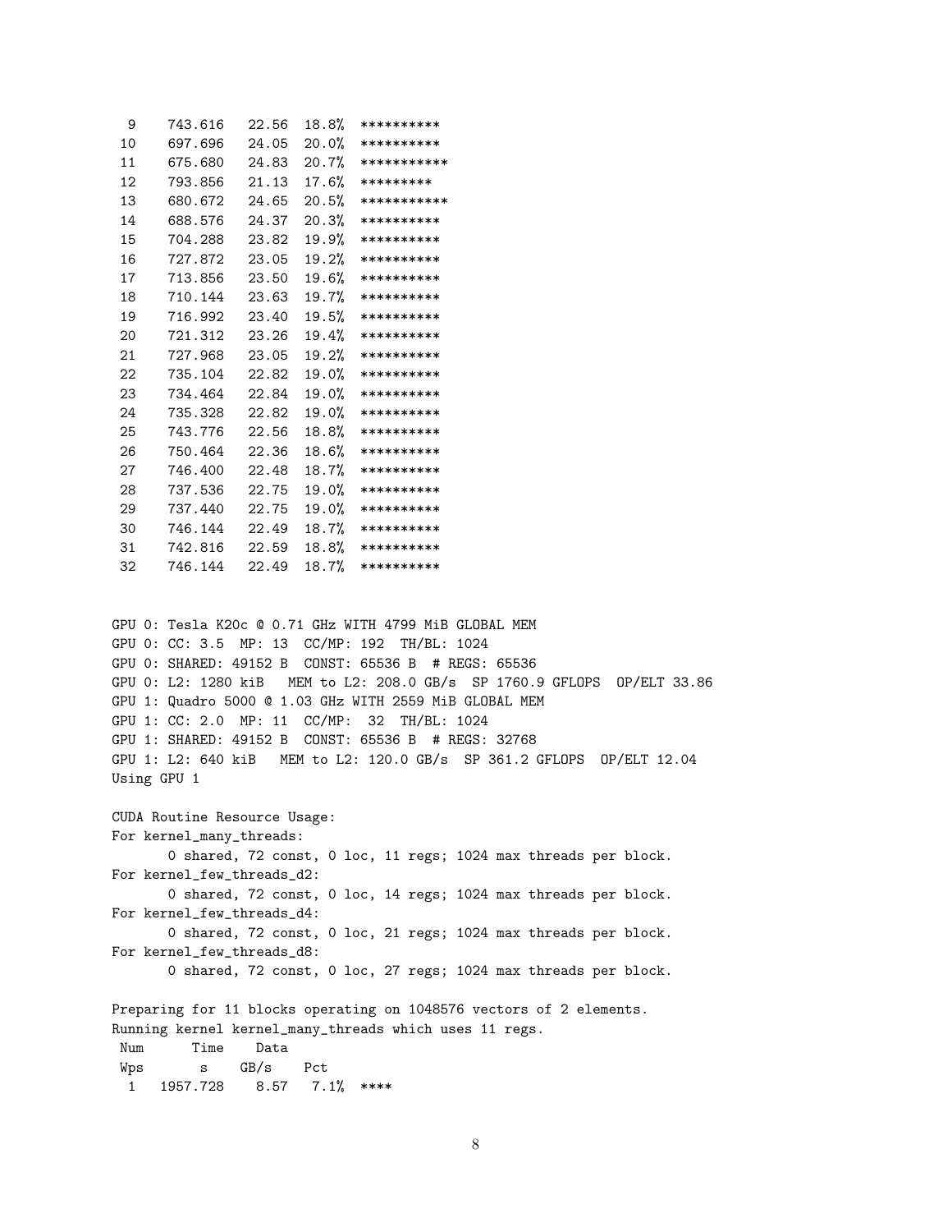```
  9    743.616   22.56  18.8%  **********
 10    697.696   24.05  20.0%  **********
 11    675.680   24.83  20.7%  ***********
 12    793.856   21.13  17.6%  *********
 13    680.672   24.65  20.5%  ***********
 14    688.576   24.37  20.3%  **********
 15    704.288   23.82  19.9%  **********
 16    727.872   23.05  19.2%  **********
 17    713.856   23.50  19.6%  **********
 18    710.144   23.63  19.7%  **********
 19    716.992   23.40  19.5%  **********
 20    721.312   23.26  19.4%  **********
 21    727.968   23.05  19.2%  **********
 22    735.104   22.82  19.0%  **********
 23    734.464   22.84  19.0%  **********
 24    735.328   22.82  19.0%  **********
 25    743.776   22.56  18.8%  **********
 26    750.464   22.36  18.6%  **********
 27    746.400   22.48  18.7%  **********
 28    737.536   22.75  19.0%  **********
 29    737.440   22.75  19.0%  **********
 30    746.144   22.49  18.7%  **********
 31    742.816   22.59  18.8%  **********
 32    746.144   22.49  18.7%  **********


GPU 0: Tesla K20c @ 0.71 GHz WITH 4799 MiB GLOBAL MEM
GPU 0: CC: 3.5  MP: 13  CC/MP: 192  TH/BL: 1024
GPU 0: SHARED: 49152 B  CONST: 65536 B  # REGS: 65536
GPU 0: L2: 1280 kiB   MEM to L2: 208.0 GB/s  SP 1760.9 GFLOPS  OP/ELT 33.86
GPU 1: Quadro 5000 @ 1.03 GHz WITH 2559 MiB GLOBAL MEM
GPU 1: CC: 2.0  MP: 11  CC/MP:  32  TH/BL: 1024
GPU 1: SHARED: 49152 B  CONST: 65536 B  # REGS: 32768
GPU 1: L2: 640 kiB   MEM to L2: 120.0 GB/s  SP 361.2 GFLOPS  OP/ELT 12.04
Using GPU 1

CUDA Routine Resource Usage:
For kernel_many_threads:
      0 shared, 72 const, 0 loc, 11 regs; 1024 max threads per block.
For kernel_few_threads_d2:
      0 shared, 72 const, 0 loc, 14 regs; 1024 max threads per block.
For kernel_few_threads_d4:
      0 shared, 72 const, 0 loc, 21 regs; 1024 max threads per block.
For kernel_few_threads_d8:
      0 shared, 72 const, 0 loc, 27 regs; 1024 max threads per block.

Preparing for 11 blocks operating on 1048576 vectors of 2 elements.
Running kernel kernel_many_threads which uses 11 regs.
 Num      Time    Data
 Wps       s    GB/s    Pct
  1   1957.728    8.57   7.1%  ****
```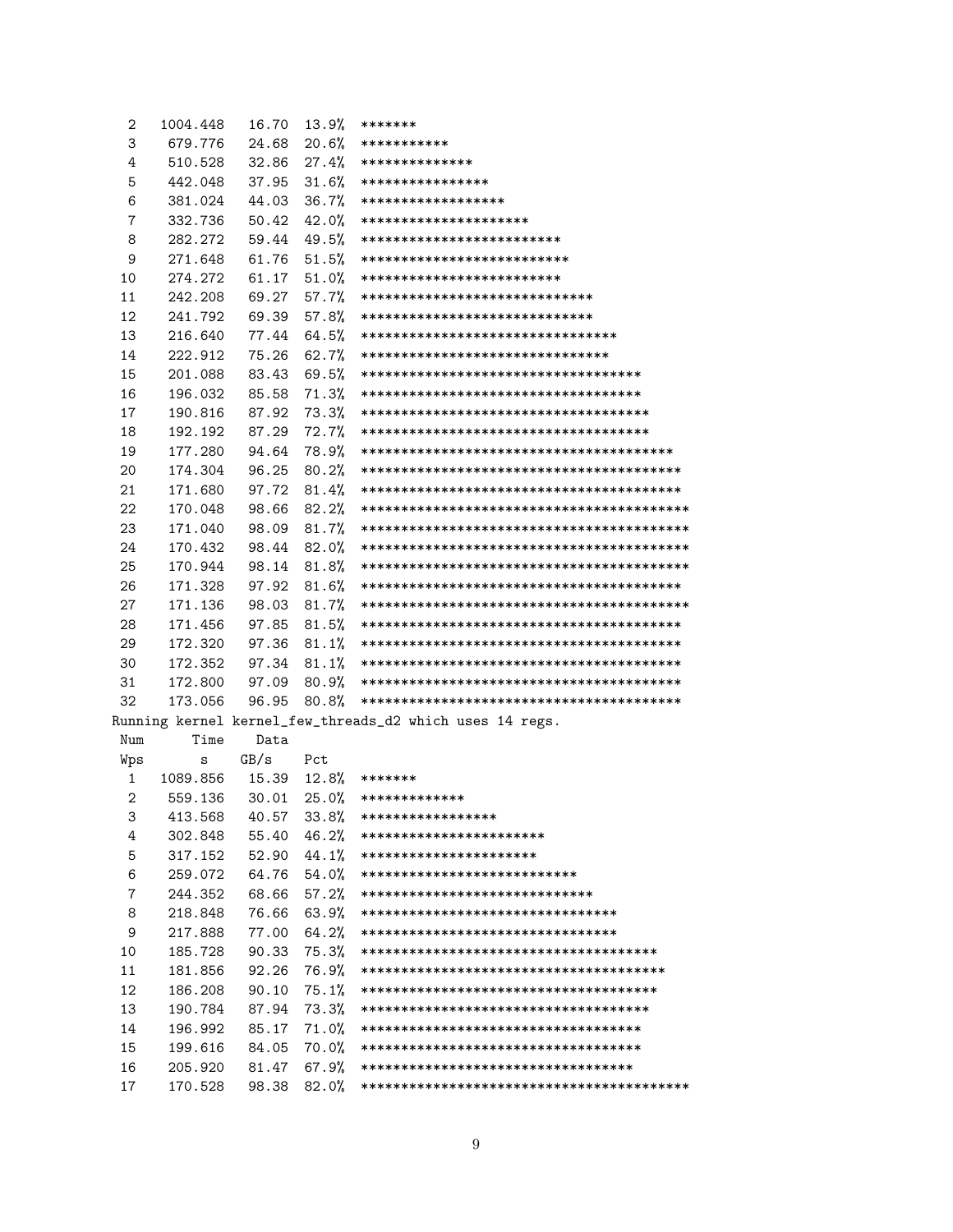```
  2   1004.448   16.70  13.9%  *******
  3    679.776   24.68  20.6%  ***********
  4    510.528   32.86  27.4%  **************
  5    442.048   37.95  31.6%  ****************
  6    381.024   44.03  36.7%  ******************
  7    332.736   50.42  42.0%  *********************
  8    282.272   59.44  49.5%  *************************
  9    271.648   61.76  51.5%  **************************
 10    274.272   61.17  51.0%  *************************
 11    242.208   69.27  57.7%  *****************************
 12    241.792   69.39  57.8%  *****************************
 13    216.640   77.44  64.5%  ********************************
 14    222.912   75.26  62.7%  *******************************
 15    201.088   83.43  69.5%  ***********************************
 16    196.032   85.58  71.3%  ***********************************
 17    190.816   87.92  73.3%  ************************************
 18    192.192   87.29  72.7%  ************************************
 19    177.280   94.64  78.9%  ***************************************
 20    174.304   96.25  80.2%  ****************************************
 21    171.680   97.72  81.4%  ****************************************
 22    170.048   98.66  82.2%  *****************************************
 23    171.040   98.09  81.7%  *****************************************
 24    170.432   98.44  82.0%  *****************************************
 25    170.944   98.14  81.8%  *****************************************
 26    171.328   97.92  81.6%  ****************************************
 27    171.136   98.03  81.7%  *****************************************
 28    171.456   97.85  81.5%  ****************************************
 29    172.320   97.36  81.1%  ****************************************
 30    172.352   97.34  81.1%  ****************************************
 31    172.800   97.09  80.9%  ****************************************
 32    173.056   96.95  80.8%  ****************************************
Running kernel kernel_few_threads_d2 which uses 14 regs.
 Num      Time    Data
 Wps       s      GB/s    Pct
  1   1089.856   15.39  12.8%  *******
  2    559.136   30.01  25.0%  *************
  3    413.568   40.57  33.8%  *****************
  4    302.848   55.40  46.2%  ***********************
  5    317.152   52.90  44.1%  **********************
  6    259.072   64.76  54.0%  ***************************
  7    244.352   68.66  57.2%  *****************************
  8    218.848   76.66  63.9%  ********************************
  9    217.888   77.00  64.2%  ********************************
 10    185.728   90.33  75.3%  *************************************
 11    181.856   92.26  76.9%  **************************************
 12    186.208   90.10  75.1%  *************************************
 13    190.784   87.94  73.3%  ************************************
 14    196.992   85.17  71.0%  ***********************************
 15    199.616   84.05  70.0%  ***********************************
 16    205.920   81.47  67.9%  **********************************
 17    170.528   98.38  82.0%  *****************************************
```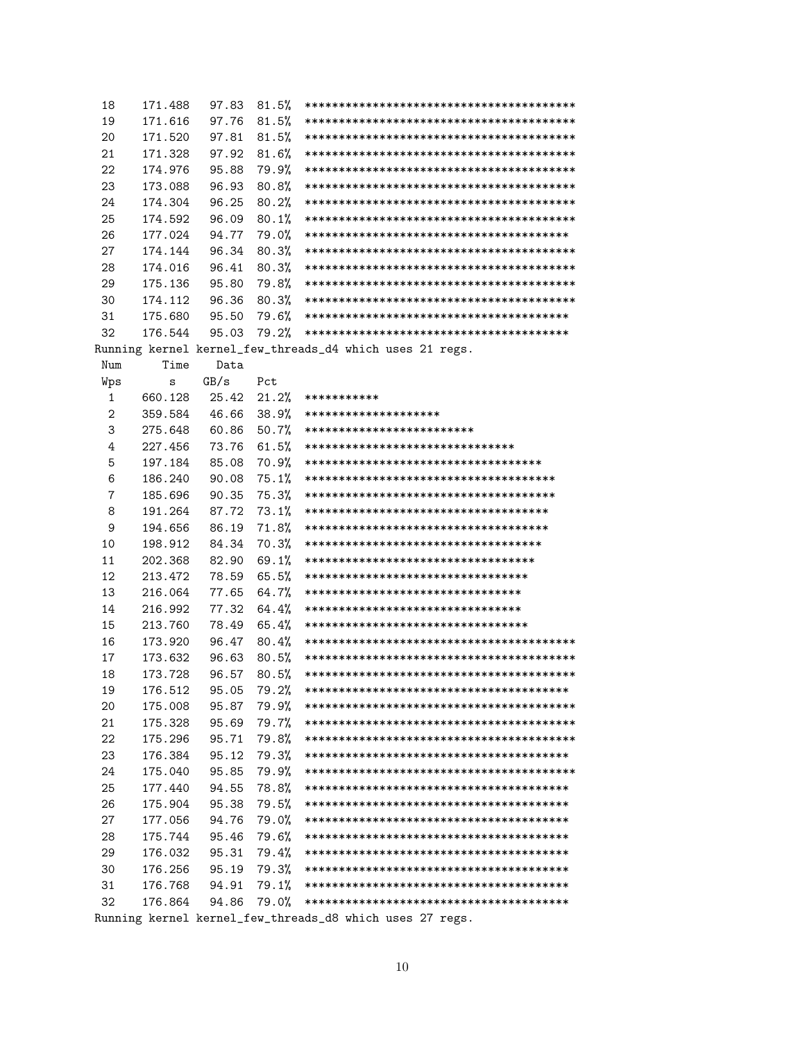```
 18   171.488   97.83  81.5%  *****************************************
 19   171.616   97.76  81.5%  *****************************************
 20   171.520   97.81  81.5%  *****************************************
 21   171.328   97.92  81.6%  *****************************************
 22   174.976   95.88  79.9%  *****************************************
 23   173.088   96.93  80.8%  *****************************************
 24   174.304   96.25  80.2%  *****************************************
 25   174.592   96.09  80.1%  *****************************************
 26   177.024   94.77  79.0%  ****************************************
 27   174.144   96.34  80.3%  *****************************************
 28   174.016   96.41  80.3%  *****************************************
 29   175.136   95.80  79.8%  *****************************************
 30   174.112   96.36  80.3%  *****************************************
 31   175.680   95.50  79.6%  ****************************************
 32   176.544   95.03  79.2%  ****************************************
Running kernel kernel_few_threads_d4 which uses 21 regs.
 Num     Time    Data
 Wps       s     GB/s   Pct
  1   660.128   25.42  21.2%  **************
  2   359.584   46.66  38.9%  ********************
  3   275.648   60.86  50.7%  **************************
  4   227.456   73.76  61.5%  ********************************
  5   197.184   85.08  70.9%  ************************************
  6   186.240   90.08  75.1%  **************************************
  7   185.696   90.35  75.3%  **************************************
  8   191.264   87.72  73.1%  *************************************
  9   194.656   86.19  71.8%  *************************************
 10   198.912   84.34  70.3%  ************************************
 11   202.368   82.90  69.1%  ***********************************
 12   213.472   78.59  65.5%  **********************************
 13   216.064   77.65  64.7%  *********************************
 14   216.992   77.32  64.4%  *********************************
 15   213.760   78.49  65.4%  **********************************
 16   173.920   96.47  80.4%  *****************************************
 17   173.632   96.63  80.5%  *****************************************
 18   173.728   96.57  80.5%  *****************************************
 19   176.512   95.05  79.2%  ****************************************
 20   175.008   95.87  79.9%  *****************************************
 21   175.328   95.69  79.7%  *****************************************
 22   175.296   95.71  79.8%  *****************************************
 23   176.384   95.12  79.3%  ****************************************
 24   175.040   95.85  79.9%  *****************************************
 25   177.440   94.55  78.8%  ****************************************
 26   175.904   95.38  79.5%  ****************************************
 27   177.056   94.76  79.0%  ****************************************
 28   175.744   95.46  79.6%  ****************************************
 29   176.032   95.31  79.4%  ****************************************
 30   176.256   95.19  79.3%  ****************************************
 31   176.768   94.91  79.1%  ****************************************
 32   176.864   94.86  79.0%  ****************************************
Running kernel kernel_few_threads_d8 which uses 27 regs.
```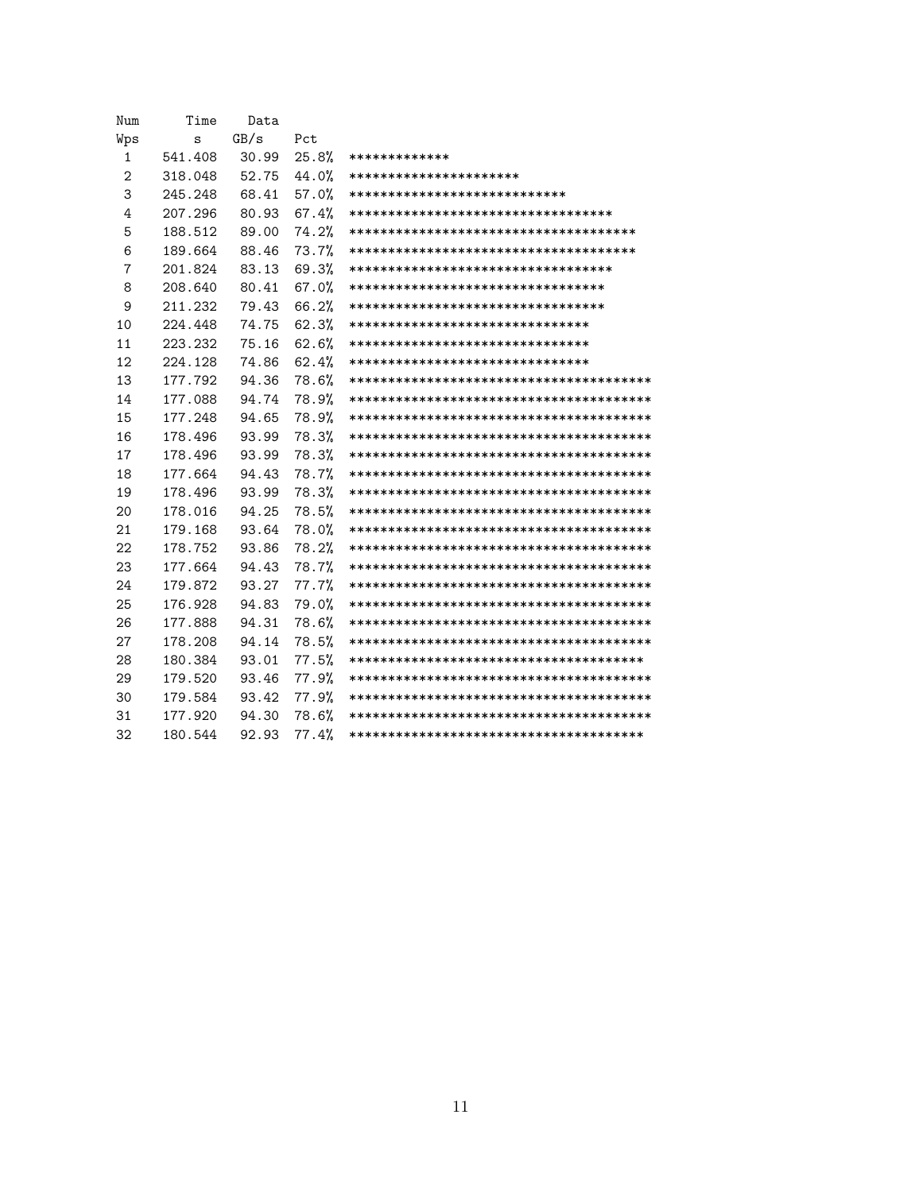```
Num      Time    Data
Wps         s    GB/s   Pct
  1   541.408   30.99  25.8%  *************
  2   318.048   52.75  44.0%  **********************
  3   245.248   68.41  57.0%  ****************************
  4   207.296   80.93  67.4%  **********************************
  5   188.512   89.00  74.2%  *************************************
  6   189.664   88.46  73.7%  *************************************
  7   201.824   83.13  69.3%  **********************************
  8   208.640   80.41  67.0%  *********************************
  9   211.232   79.43  66.2%  *********************************
 10   224.448   74.75  62.3%  *******************************
 11   223.232   75.16  62.6%  *******************************
 12   224.128   74.86  62.4%  *******************************
 13   177.792   94.36  78.6%  ***************************************
 14   177.088   94.74  78.9%  ***************************************
 15   177.248   94.65  78.9%  ***************************************
 16   178.496   93.99  78.3%  ***************************************
 17   178.496   93.99  78.3%  ***************************************
 18   177.664   94.43  78.7%  ***************************************
 19   178.496   93.99  78.3%  ***************************************
 20   178.016   94.25  78.5%  ***************************************
 21   179.168   93.64  78.0%  ***************************************
 22   178.752   93.86  78.2%  ***************************************
 23   177.664   94.43  78.7%  ***************************************
 24   179.872   93.27  77.7%  ***************************************
 25   176.928   94.83  79.0%  ***************************************
 26   177.888   94.31  78.6%  ***************************************
 27   178.208   94.14  78.5%  ***************************************
 28   180.384   93.01  77.5%  **************************************
 29   179.520   93.46  77.9%  ***************************************
 30   179.584   93.42  77.9%  ***************************************
 31   177.920   94.30  78.6%  ***************************************
 32   180.544   92.93  77.4%  **************************************
```